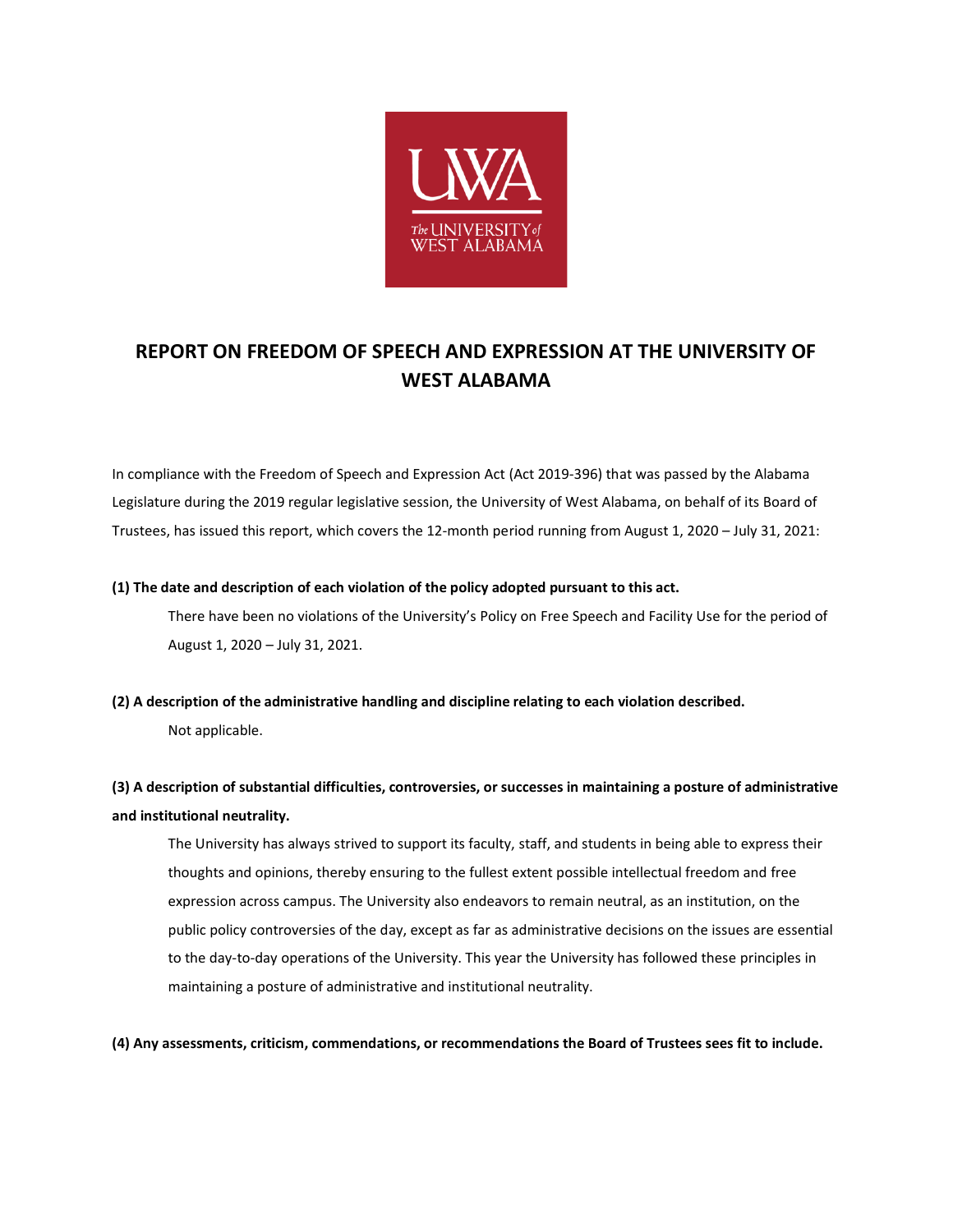# REPORT ON FREEDOM OF SPEECH AND EXPRESSION AT THE UNIVERSITY OF WEST ALABAMA

In compliance with the Freedom of Speech and Expression Act (Act 2019-396) that was passed by the Alabama Legislature during the 2019 regular legislative session, the University of West Alabama, on behalf of its Board of Trustees, has issued this report, which covers the 12-month period running from August 1, 2020 – July 31, 2021:

**(1) The date and description of each violation of the policy adopted pursuant to this act.**

There have been no violations of the University's Policy on Free Speech and Facility Use for the period of August 1, 2020 – July 31, 2021.

**(2) A description of the administrative handling and discipline relating to each violation described.**

Not applicable.

**(3) A description of substantial difficulties, controversies, or successes in maintaining a posture of administrative and institutional neutrality.**

The University has always strived to support its faculty, staff, and students in being able to express their thoughts and opinions, thereby ensuring to the fullest extent possible intellectual freedom and free expression across campus. The University also endeavors to remain neutral, as an institution, on the public policy controversies of the day, except as far as administrative decisions on the issues are essential to the day-to-day operations of the University. This year the University has followed these principles in maintaining a posture of administrative and institutional neutrality.

**(4) Any assessments, criticism, commendations, or recommendations the Board of Trustees sees fit to include.**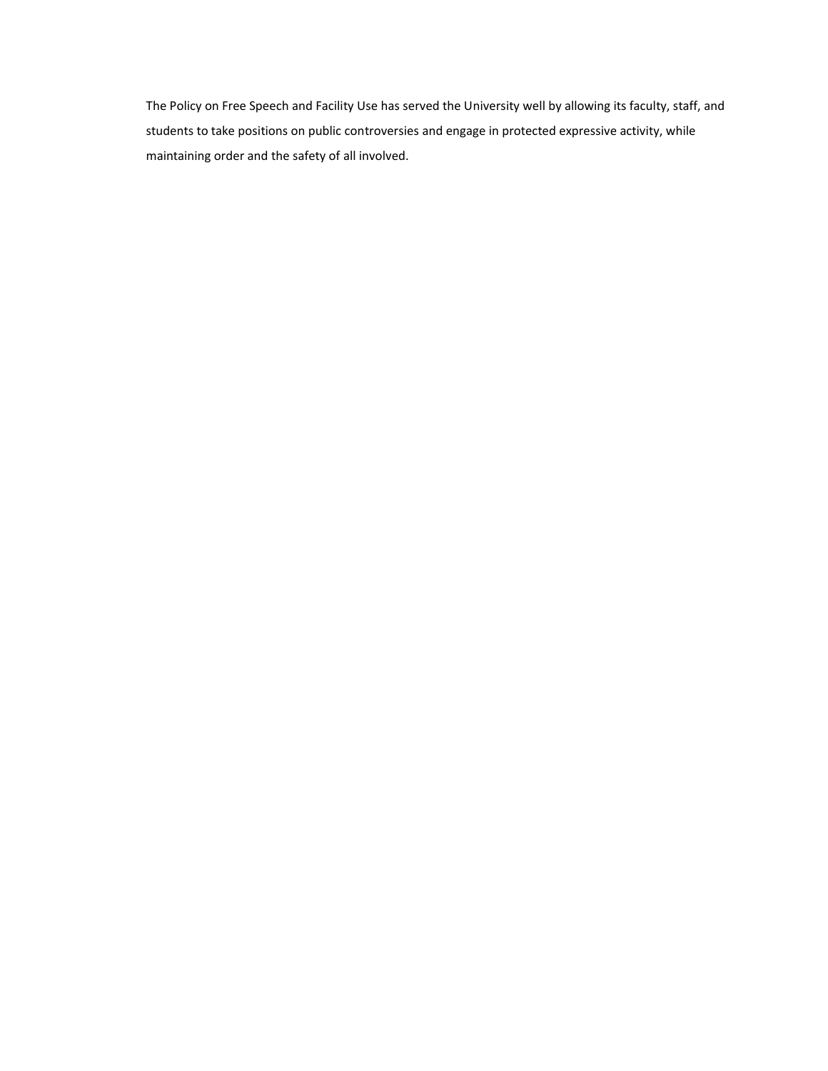The Policy on Free Speech and Facility Use has served the University well by allowing its faculty, staff, and students to take positions on public controversies and engage in protected expressive activity, while maintaining order and the safety of all involved.